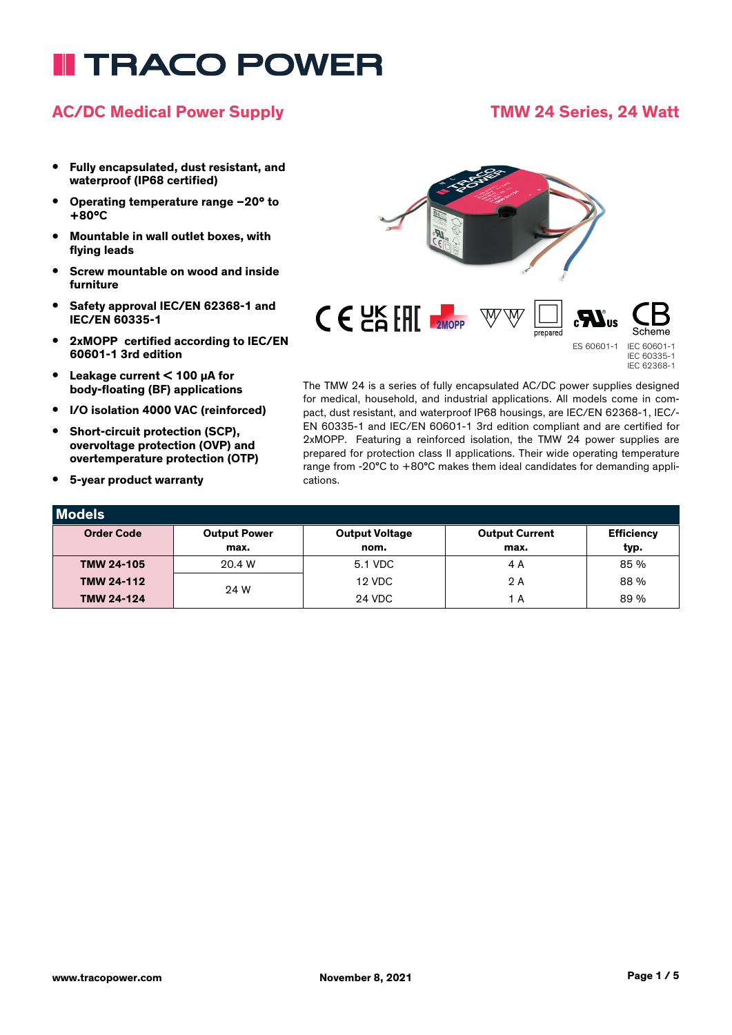# TRACO POWER

## AC/DC Medical Power Supply

## TMW 24 Series, 24 Watt

- **Fully encapsulated, dust resistant, and waterproof (IP68 certified)**
- **Operating temperature range –20° to +80°C**
- **Mountable in wall outlet boxes, with flying leads**
- **Screw mountable on wood and inside furniture**
- **Safety approval IEC/EN 62368-1 and IEC/EN 60335-1**
- **2xMOPP certified according to IEC/EN 60601-1 3rd edition**
- **Leakage current < 100 µA for body-floating (BF) applications**
- **I/O isolation 4000 VAC (reinforced)**
- **Short-circuit protection (SCP), overvoltage protection (OVP) and overtemperature protection (OTP)**
- **5-year product warranty**

2MOPP prepared Scheme

ES 60601-1 IEC 60601-1 IEC 60335-1 IEC 62368-1

The TMW 24 is a series of fully encapsulated AC/DC power supplies designed for medical, household, and industrial applications. All models come in compact, dust resistant, and waterproof IP68 housings, are IEC/EN 62368-1, IEC/EN 60335-1 and IEC/EN 60601-1 3rd edition compliant and are certified for 2xMOPP. Featuring a reinforced isolation, the TMW 24 power supplies are prepared for protection class II applications. Their wide operating temperature range from -20°C to +80°C makes them ideal candidates for demanding applications.

## Models

| Order Code | Output Power max. | Output Voltage nom. | Output Current max. | Efficiency typ. |
|---|---|---|---|---|
| **TMW 24-105** | 20.4 W | 5.1 VDC | 4 A | 85 % |
| **TMW 24-112** | 24 W | 12 VDC | 2 A | 88 % |
| **TMW 24-124** | | 24 VDC | 1 A | 89 % |

www.tracopower.com November 8, 2021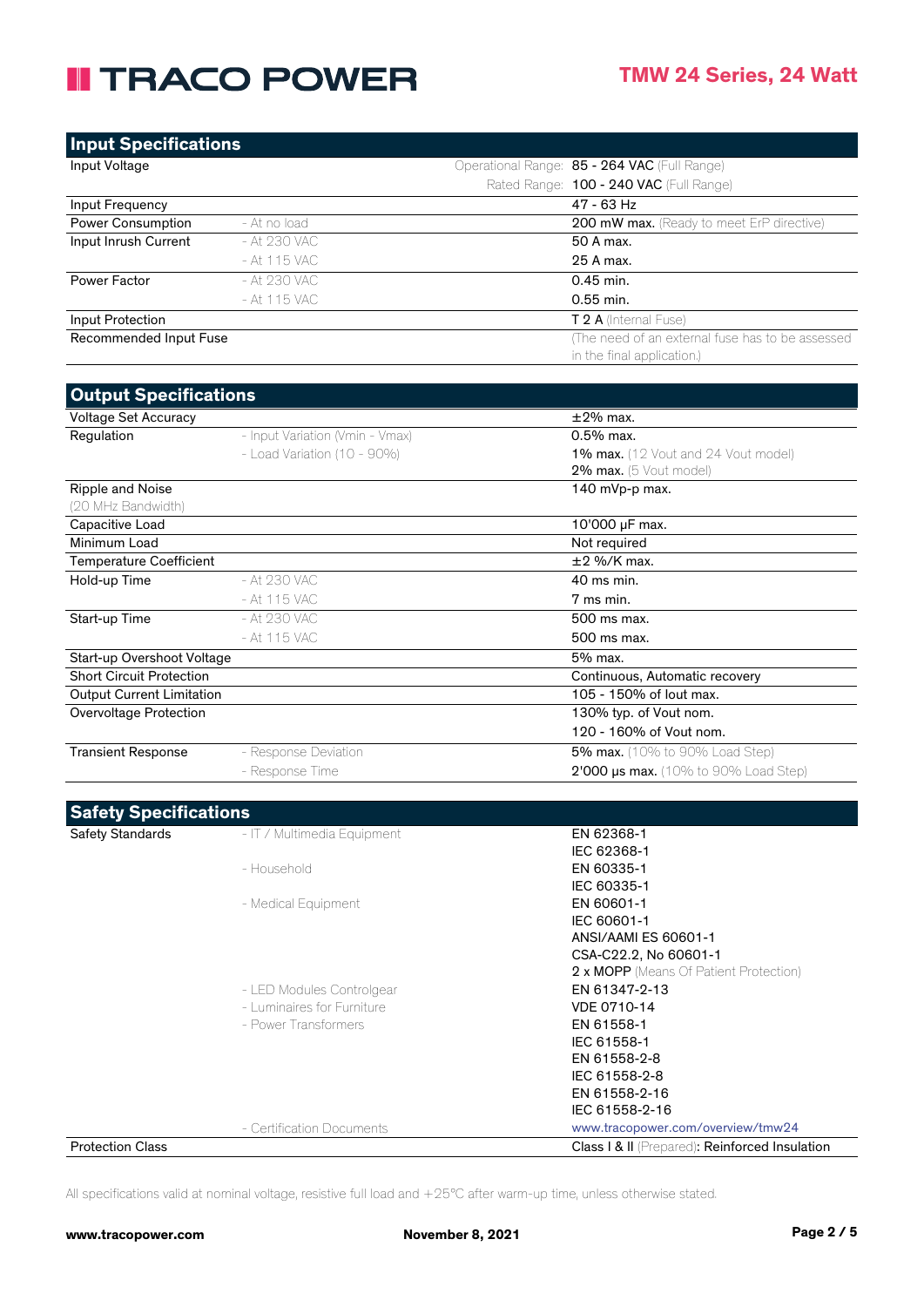## Input Specifications

| | | | |
|---|---|---|---|
| Input Voltage | | Operational Range: | **85 - 264 VAC** (Full Range) |
| | | Rated Range: | **100 - 240 VAC** (Full Range) |
| Input Frequency | | | 47 - 63 Hz |
| Power Consumption | - At no load | | **200 mW max.** (Ready to meet ErP directive) |
| Input Inrush Current | - At 230 VAC | | 50 A max. |
| | - At 115 VAC | | 25 A max. |
| Power Factor | - At 230 VAC | | 0.45 min. |
| | - At 115 VAC | | 0.55 min. |
| Input Protection | | | **T 2 A** (Internal Fuse) |
| Recommended Input Fuse | | | (The need of an external fuse has to be assessed in the final application.) |

## Output Specifications

| | | |
|---|---|---|
| Voltage Set Accuracy | | ±2% max. |
| Regulation | - Input Variation (Vmin - Vmax) | 0.5% max. |
| | - Load Variation (10 - 90%) | **1% max.** (12 Vout and 24 Vout model)<br>**2% max.** (5 Vout model) |
| Ripple and Noise<br>(20 MHz Bandwidth) | | 140 mVp-p max. |
| Capacitive Load | | 10'000 µF max. |
| Minimum Load | | Not required |
| Temperature Coefficient | | ±2 %/K max. |
| Hold-up Time | - At 230 VAC | 40 ms min. |
| | - At 115 VAC | 7 ms min. |
| Start-up Time | - At 230 VAC | 500 ms max. |
| | - At 115 VAC | 500 ms max. |
| Start-up Overshoot Voltage | | 5% max. |
| Short Circuit Protection | | Continuous, Automatic recovery |
| Output Current Limitation | | 105 - 150% of Iout max. |
| Overvoltage Protection | | 130% typ. of Vout nom.<br>120 - 160% of Vout nom. |
| Transient Response | - Response Deviation | **5% max.** (10% to 90% Load Step) |
| | - Response Time | **2'000 µs max.** (10% to 90% Load Step) |

## Safety Specifications

| | | |
|---|---|---|
| Safety Standards | - IT / Multimedia Equipment | EN 62368-1<br>IEC 62368-1 |
| | - Household | EN 60335-1<br>IEC 60335-1 |
| | - Medical Equipment | EN 60601-1<br>IEC 60601-1<br>ANSI/AAMI ES 60601-1<br>CSA-C22.2, No 60601-1<br>**2 x MOPP** (Means Of Patient Protection) |
| | - LED Modules Controlgear | EN 61347-2-13 |
| | - Luminaires for Furniture | VDE 0710-14 |
| | - Power Transformers | EN 61558-1<br>IEC 61558-1<br>EN 61558-2-8<br>IEC 61558-2-8<br>EN 61558-2-16<br>IEC 61558-2-16 |
| | - Certification Documents | www.tracopower.com/overview/tmw24 |
| Protection Class | | **Class I & II** (Prepared): **Reinforced Insulation** |

All specifications valid at nominal voltage, resistive full load and +25°C after warm-up time, unless otherwise stated.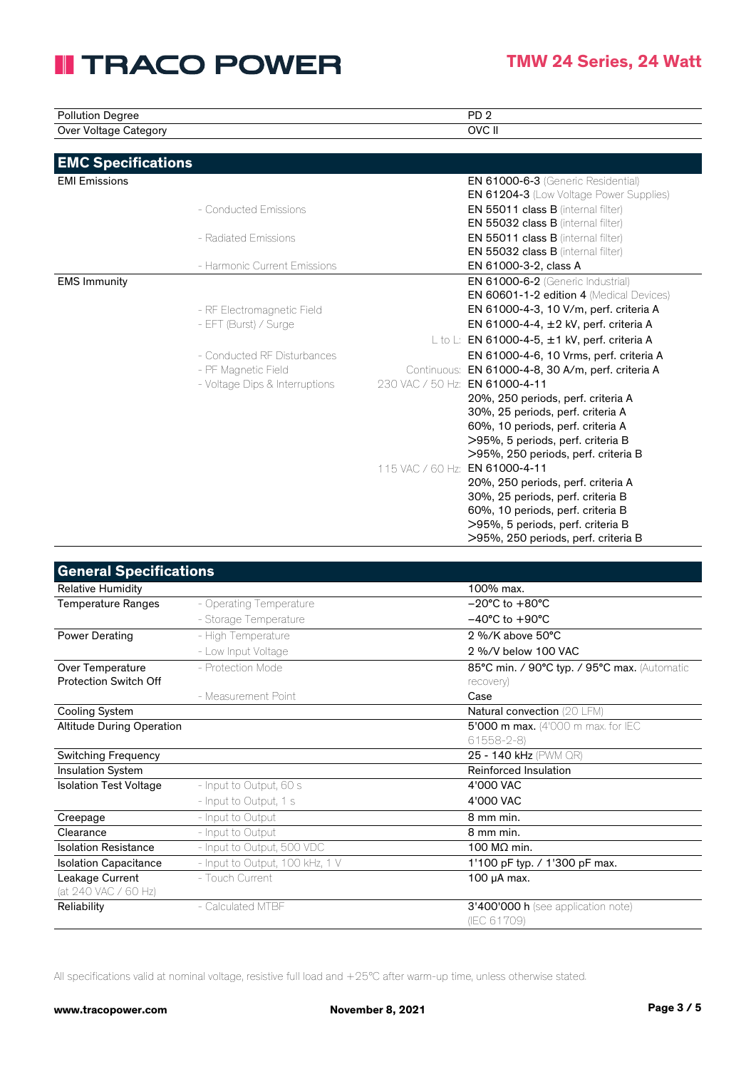| | | | |
|---|---|---|---|
| Pollution Degree | | | PD 2 |
| Over Voltage Category | | | OVC II |

## EMC Specifications

| | | | |
|---|---|---|---|
| EMI Emissions | | | **EN 61000-6-3** (Generic Residential) **EN 61204-3** (Low Voltage Power Supplies) |
| | - Conducted Emissions | | **EN 55011 class B** (internal filter) **EN 55032 class B** (internal filter) |
| | - Radiated Emissions | | **EN 55011 class B** (internal filter) **EN 55032 class B** (internal filter) |
| | - Harmonic Current Emissions | | EN 61000-3-2, class A |
| EMS Immunity | | | **EN 61000-6-2** (Generic Industrial) **EN 60601-1-2 edition 4** (Medical Devices) |
| | - RF Electromagnetic Field | | EN 61000-4-3, 10 V/m, perf. criteria A |
| | - EFT (Burst) / Surge | | EN 61000-4-4, ±2 kV, perf. criteria A |
| | | L to L: | EN 61000-4-5, ±1 kV, perf. criteria A |
| | - Conducted RF Disturbances | | EN 61000-4-6, 10 Vrms, perf. criteria A |
| | - PF Magnetic Field | Continuous: | EN 61000-4-8, 30 A/m, perf. criteria A |
| | - Voltage Dips & Interruptions | 230 VAC / 50 Hz: | EN 61000-4-11 20%, 250 periods, perf. criteria A 30%, 25 periods, perf. criteria A 60%, 10 periods, perf. criteria A >95%, 5 periods, perf. criteria B >95%, 250 periods, perf. criteria B |
| | | 115 VAC / 60 Hz: | EN 61000-4-11 20%, 250 periods, perf. criteria A 30%, 25 periods, perf. criteria B 60%, 10 periods, perf. criteria B >95%, 5 periods, perf. criteria B >95%, 250 periods, perf. criteria B |

## General Specifications

| | | |
|---|---|---|
| Relative Humidity | | 100% max. |
| Temperature Ranges | - Operating Temperature | −20°C to +80°C |
| | - Storage Temperature | −40°C to +90°C |
| Power Derating | - High Temperature | 2 %/K above 50°C |
| | - Low Input Voltage | 2 %/V below 100 VAC |
| Over Temperature Protection Switch Off | - Protection Mode | **85°C min. / 90°C typ. / 95°C max.** (Automatic recovery) |
| | - Measurement Point | Case |
| Cooling System | | **Natural convection** (20 LFM) |
| Altitude During Operation | | **5'000 m max.** (4'000 m max. for IEC 61558-2-8) |
| Switching Frequency | | **25 - 140 kHz** (PWM QR) |
| Insulation System | | Reinforced Insulation |
| Isolation Test Voltage | - Input to Output, 60 s | 4'000 VAC |
| | - Input to Output, 1 s | 4'000 VAC |
| Creepage | - Input to Output | 8 mm min. |
| Clearance | - Input to Output | 8 mm min. |
| Isolation Resistance | - Input to Output, 500 VDC | 100 MΩ min. |
| Isolation Capacitance | - Input to Output, 100 kHz, 1 V | 1'100 pF typ. / 1'300 pF max. |
| Leakage Current (at 240 VAC / 60 Hz) | - Touch Current | 100 µA max. |
| Reliability | - Calculated MTBF | **3'400'000 h** (see application note) (IEC 61709) |

All specifications valid at nominal voltage, resistive full load and +25°C after warm-up time, unless otherwise stated.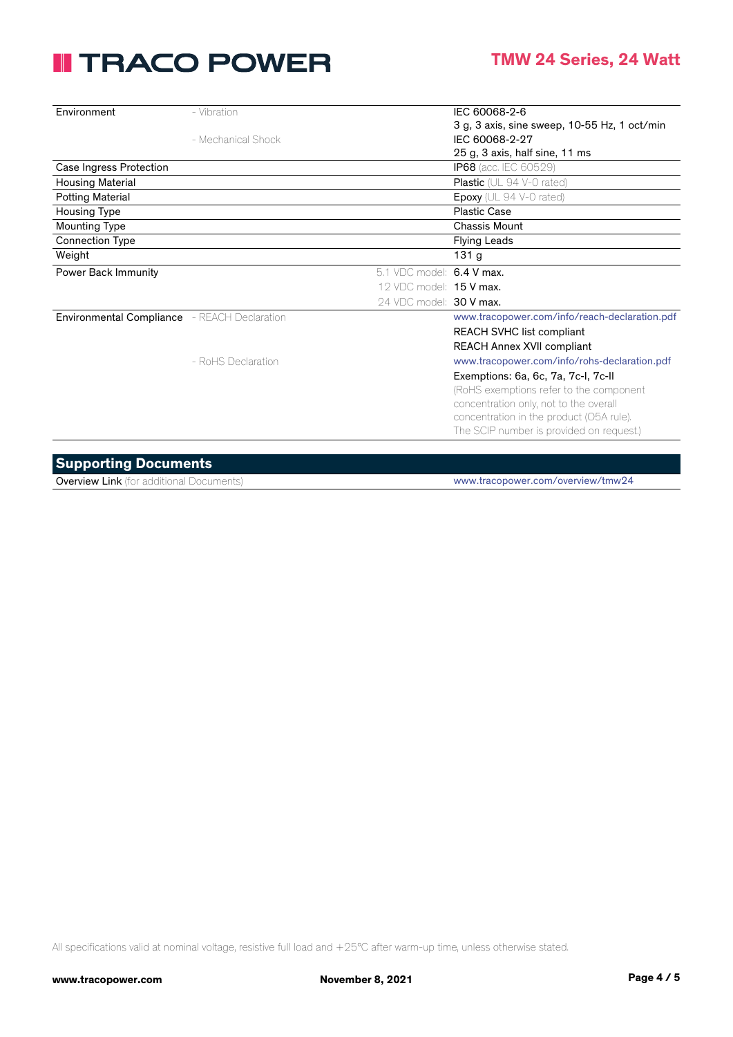| | | | |
|---|---|---|---|
| Environment | - Vibration | | IEC 60068-2-6<br>3 g, 3 axis, sine sweep, 10-55 Hz, 1 oct/min |
| | - Mechanical Shock | | IEC 60068-2-27<br>25 g, 3 axis, half sine, 11 ms |
| Case Ingress Protection | | | **IP68** (acc. IEC 60529) |
| Housing Material | | | **Plastic** (UL 94 V-0 rated) |
| Potting Material | | | **Epoxy** (UL 94 V-0 rated) |
| Housing Type | | | Plastic Case |
| Mounting Type | | | Chassis Mount |
| Connection Type | | | Flying Leads |
| Weight | | | 131 g |
| Power Back Immunity | | 5.1 VDC model: | **6.4 V max.** |
| | | 12 VDC model: | **15 V max.** |
| | | 24 VDC model: | **30 V max.** |
| Environmental Compliance | - REACH Declaration | | www.tracopower.com/info/reach-declaration.pdf<br>REACH SVHC list compliant<br>REACH Annex XVII compliant |
| | - RoHS Declaration | | www.tracopower.com/info/rohs-declaration.pdf<br>Exemptions: 6a, 6c, 7a, 7c-I, 7c-II<br>(RoHS exemptions refer to the component concentration only, not to the overall concentration in the product (O5A rule). The SCIP number is provided on request.) |

## Supporting Documents

| | |
|---|---|
| **Overview Link** (for additional Documents) | www.tracopower.com/overview/tmw24 |

All specifications valid at nominal voltage, resistive full load and +25°C after warm-up time, unless otherwise stated.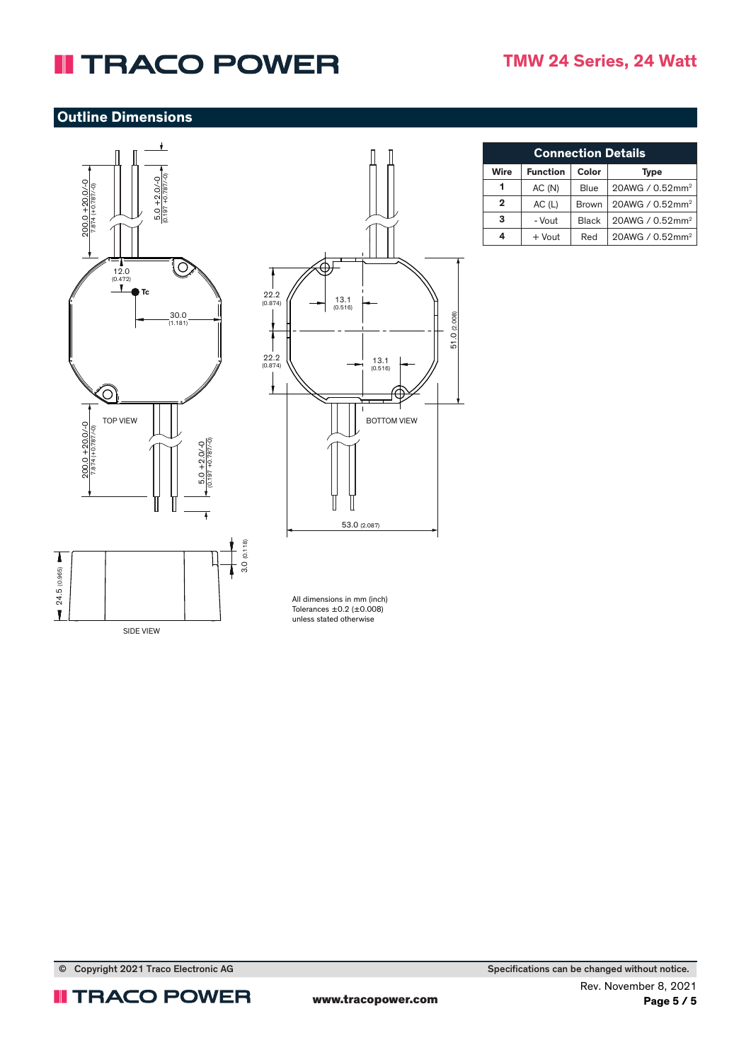## Outline Dimensions

200.0 +20.0/-0
7.874 (+0.787/-0)

5.0 +2.0/-0
(0.197 +0.787/-0)

12.0
(0.472)

Tc

30.0
(1.181)

TOP VIEW

22.2
(0.874)

13.1
(0.516)

22.2
(0.874)

13.1
(0.516)

51.0 (2.008)

BOTTOM VIEW

53.0 (2.087)

24.5 (0.965)

3.0 (0.118)

SIDE VIEW

All dimensions in mm (inch)
Tolerances ±0.2 (±0.008)
unless stated otherwise

| Connection Details | | | |
|---|---|---|---|
| **Wire** | **Function** | **Color** | **Type** |
| 1 | AC (N) | Blue | 20AWG / 0.52mm$^2$ |
| 2 | AC (L) | Brown | 20AWG / 0.52mm$^2$ |
| 3 | - Vout | Black | 20AWG / 0.52mm$^2$ |
| 4 | + Vout | Red | 20AWG / 0.52mm$^2$ |